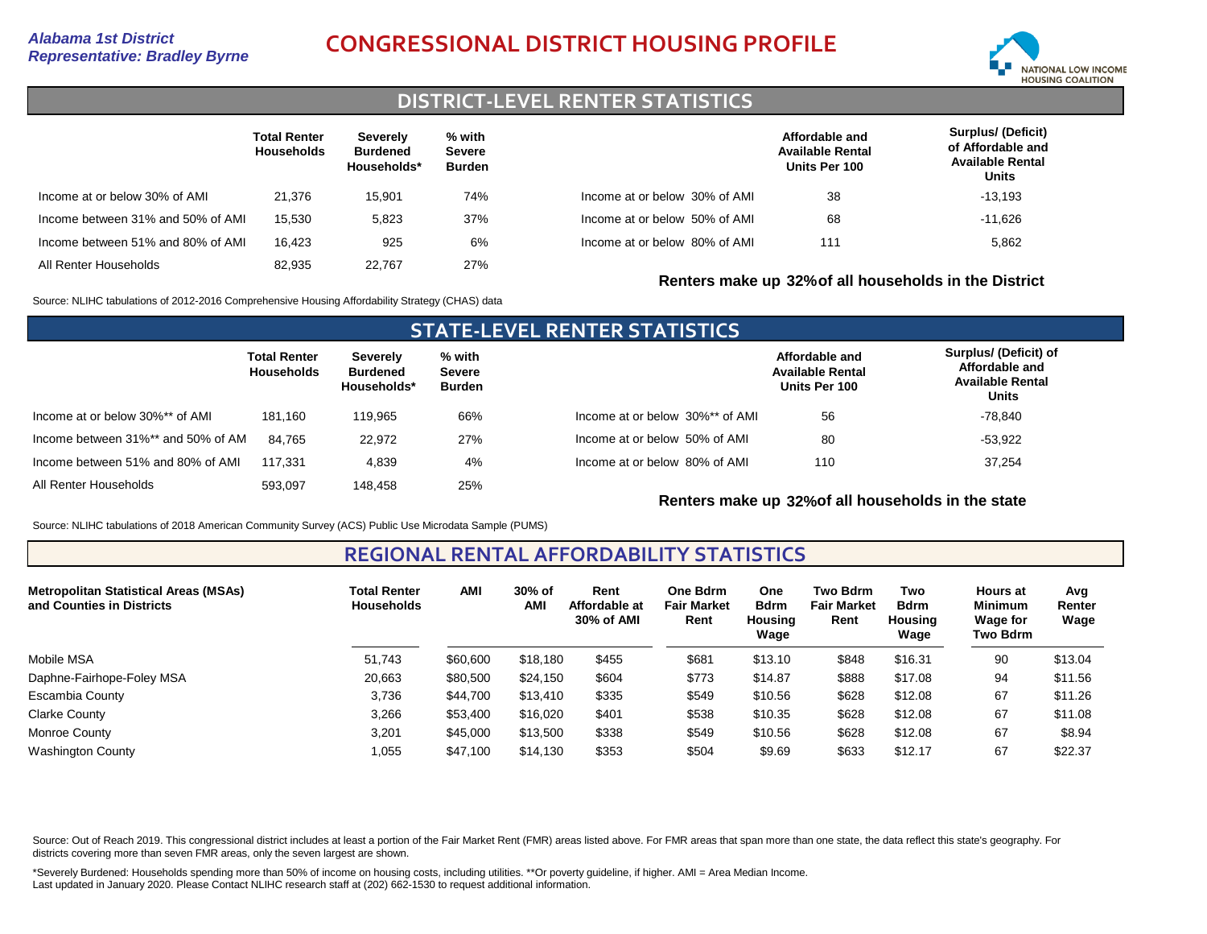*Alabama 1st District*
*Representative: Bradley Byrne*

# CONGRESSIONAL DISTRICT HOUSING PROFILE

NATIONAL LOW INCOME HOUSING COALITION

## DISTRICT-LEVEL RENTER STATISTICS

| | Total Renter Households | Severely Burdened Households* | % with Severe Burden |
|---|---|---|---|
| Income at or below 30% of AMI | 21,376 | 15,901 | 74% |
| Income between 31% and 50% of AMI | 15,530 | 5,823 | 37% |
| Income between 51% and 80% of AMI | 16,423 | 925 | 6% |
| All Renter Households | 82,935 | 22,767 | 27% |

| | Affordable and Available Rental Units Per 100 | Surplus/ (Deficit) of Affordable and Available Rental Units |
|---|---|---|
| Income at or below 30% of AMI | 38 | -13,193 |
| Income at or below 50% of AMI | 68 | -11,626 |
| Income at or below 80% of AMI | 111 | 5,862 |

**Renters make up 32% of all households in the District**

Source: NLIHC tabulations of 2012-2016 Comprehensive Housing Affordability Strategy (CHAS) data

## STATE-LEVEL RENTER STATISTICS

| | Total Renter Households | Severely Burdened Households* | % with Severe Burden |
|---|---|---|---|
| Income at or below 30%** of AMI | 181,160 | 119,965 | 66% |
| Income between 31%** and 50% of AM | 84,765 | 22,972 | 27% |
| Income between 51% and 80% of AMI | 117,331 | 4,839 | 4% |
| All Renter Households | 593,097 | 148,458 | 25% |

| | Affordable and Available Rental Units Per 100 | Surplus/ (Deficit) of Affordable and Available Rental Units |
|---|---|---|
| Income at or below 30%** of AMI | 56 | -78,840 |
| Income at or below 50% of AMI | 80 | -53,922 |
| Income at or below 80% of AMI | 110 | 37,254 |

**Renters make up 32% of all households in the state**

Source: NLIHC tabulations of 2018 American Community Survey (ACS) Public Use Microdata Sample (PUMS)

## REGIONAL RENTAL AFFORDABILITY STATISTICS

| Metropolitan Statistical Areas (MSAs) and Counties in Districts | Total Renter Households | AMI | 30% of AMI | Rent Affordable at 30% of AMI | One Bdrm Fair Market Rent | One Bdrm Housing Wage | Two Bdrm Fair Market Rent | Two Bdrm Housing Wage | Hours at Minimum Wage for Two Bdrm | Avg Renter Wage |
|---|---|---|---|---|---|---|---|---|---|---|
| Mobile MSA | 51,743 | $60,600 | $18,180 | $455 | $681 | $13.10 | $848 | $16.31 | 90 | $13.04 |
| Daphne-Fairhope-Foley MSA | 20,663 | $80,500 | $24,150 | $604 | $773 | $14.87 | $888 | $17.08 | 94 | $11.56 |
| Escambia County | 3,736 | $44,700 | $13,410 | $335 | $549 | $10.56 | $628 | $12.08 | 67 | $11.26 |
| Clarke County | 3,266 | $53,400 | $16,020 | $401 | $538 | $10.35 | $628 | $12.08 | 67 | $11.08 |
| Monroe County | 3,201 | $45,000 | $13,500 | $338 | $549 | $10.56 | $628 | $12.08 | 67 | $8.94 |
| Washington County | 1,055 | $47,100 | $14,130 | $353 | $504 | $9.69 | $633 | $12.17 | 67 | $22.37 |

Source: Out of Reach 2019. This congressional district includes at least a portion of the Fair Market Rent (FMR) areas listed above. For FMR areas that span more than one state, the data reflect this state's geography. For districts covering more than seven FMR areas, only the seven largest are shown.

*Severely Burdened: Households spending more than 50% of income on housing costs, including utilities. **Or poverty guideline, if higher. AMI = Area Median Income.
Last updated in January 2020. Please Contact NLIHC research staff at (202) 662-1530 to request additional information.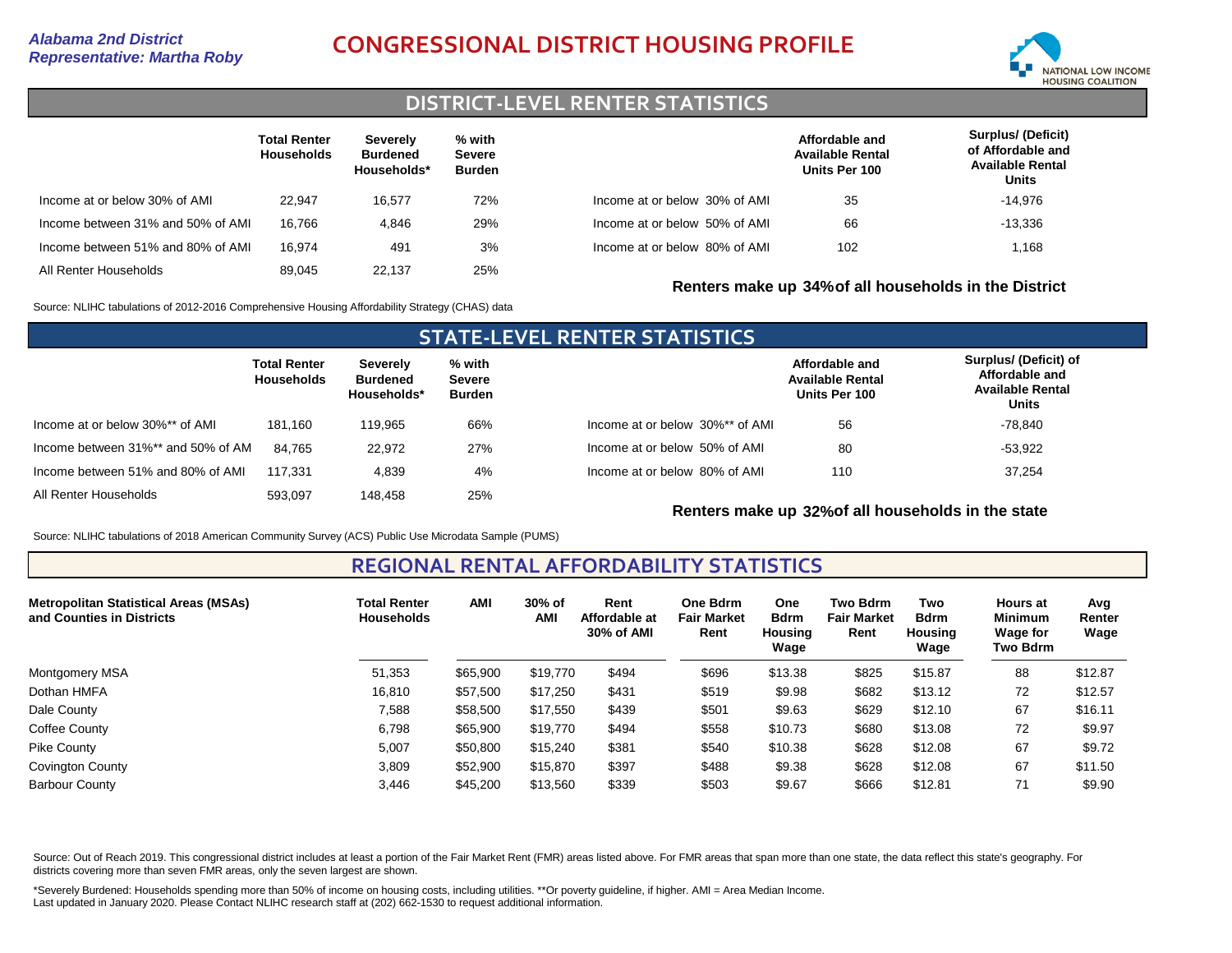*Alabama 2nd District*
*Representative: Martha Roby*

# CONGRESSIONAL DISTRICT HOUSING PROFILE

NATIONAL LOW INCOME HOUSING COALITION

## DISTRICT-LEVEL RENTER STATISTICS

| | Total Renter Households | Severely Burdened Households* | % with Severe Burden |
|---|---|---|---|
| Income at or below 30% of AMI | 22,947 | 16,577 | 72% |
| Income between 31% and 50% of AMI | 16,766 | 4,846 | 29% |
| Income between 51% and 80% of AMI | 16,974 | 491 | 3% |
| All Renter Households | 89,045 | 22,137 | 25% |

| | Affordable and Available Rental Units Per 100 | Surplus/ (Deficit) of Affordable and Available Rental Units |
|---|---|---|
| Income at or below 30% of AMI | 35 | -14,976 |
| Income at or below 50% of AMI | 66 | -13,336 |
| Income at or below 80% of AMI | 102 | 1,168 |

**Renters make up 34% of all households in the District**

Source: NLIHC tabulations of 2012-2016 Comprehensive Housing Affordability Strategy (CHAS) data

## STATE-LEVEL RENTER STATISTICS

| | Total Renter Households | Severely Burdened Households* | % with Severe Burden |
|---|---|---|---|
| Income at or below 30%** of AMI | 181,160 | 119,965 | 66% |
| Income between 31%** and 50% of AM | 84,765 | 22,972 | 27% |
| Income between 51% and 80% of AMI | 117,331 | 4,839 | 4% |
| All Renter Households | 593,097 | 148,458 | 25% |

| | Affordable and Available Rental Units Per 100 | Surplus/ (Deficit) of Affordable and Available Rental Units |
|---|---|---|
| Income at or below 30%** of AMI | 56 | -78,840 |
| Income at or below 50% of AMI | 80 | -53,922 |
| Income at or below 80% of AMI | 110 | 37,254 |

**Renters make up 32% of all households in the state**

Source: NLIHC tabulations of 2018 American Community Survey (ACS) Public Use Microdata Sample (PUMS)

## REGIONAL RENTAL AFFORDABILITY STATISTICS

| Metropolitan Statistical Areas (MSAs) and Counties in Districts | Total Renter Households | AMI | 30% of AMI | Rent Affordable at 30% of AMI | One Bdrm Fair Market Rent | One Bdrm Housing Wage | Two Bdrm Fair Market Rent | Two Bdrm Housing Wage | Hours at Minimum Wage for Two Bdrm | Avg Renter Wage |
|---|---|---|---|---|---|---|---|---|---|---|
| Montgomery MSA | 51,353 | $65,900 | $19,770 | $494 | $696 | $13.38 | $825 | $15.87 | 88 | $12.87 |
| Dothan HMFA | 16,810 | $57,500 | $17,250 | $431 | $519 | $9.98 | $682 | $13.12 | 72 | $12.57 |
| Dale County | 7,588 | $58,500 | $17,550 | $439 | $501 | $9.63 | $629 | $12.10 | 67 | $16.11 |
| Coffee County | 6,798 | $65,900 | $19,770 | $494 | $558 | $10.73 | $680 | $13.08 | 72 | $9.97 |
| Pike County | 5,007 | $50,800 | $15,240 | $381 | $540 | $10.38 | $628 | $12.08 | 67 | $9.72 |
| Covington County | 3,809 | $52,900 | $15,870 | $397 | $488 | $9.38 | $628 | $12.08 | 67 | $11.50 |
| Barbour County | 3,446 | $45,200 | $13,560 | $339 | $503 | $9.67 | $666 | $12.81 | 71 | $9.90 |

Source: Out of Reach 2019. This congressional district includes at least a portion of the Fair Market Rent (FMR) areas listed above. For FMR areas that span more than one state, the data reflect this state's geography. For districts covering more than seven FMR areas, only the seven largest are shown.

*Severely Burdened: Households spending more than 50% of income on housing costs, including utilities. **Or poverty guideline, if higher. AMI = Area Median Income.
Last updated in January 2020. Please Contact NLIHC research staff at (202) 662-1530 to request additional information.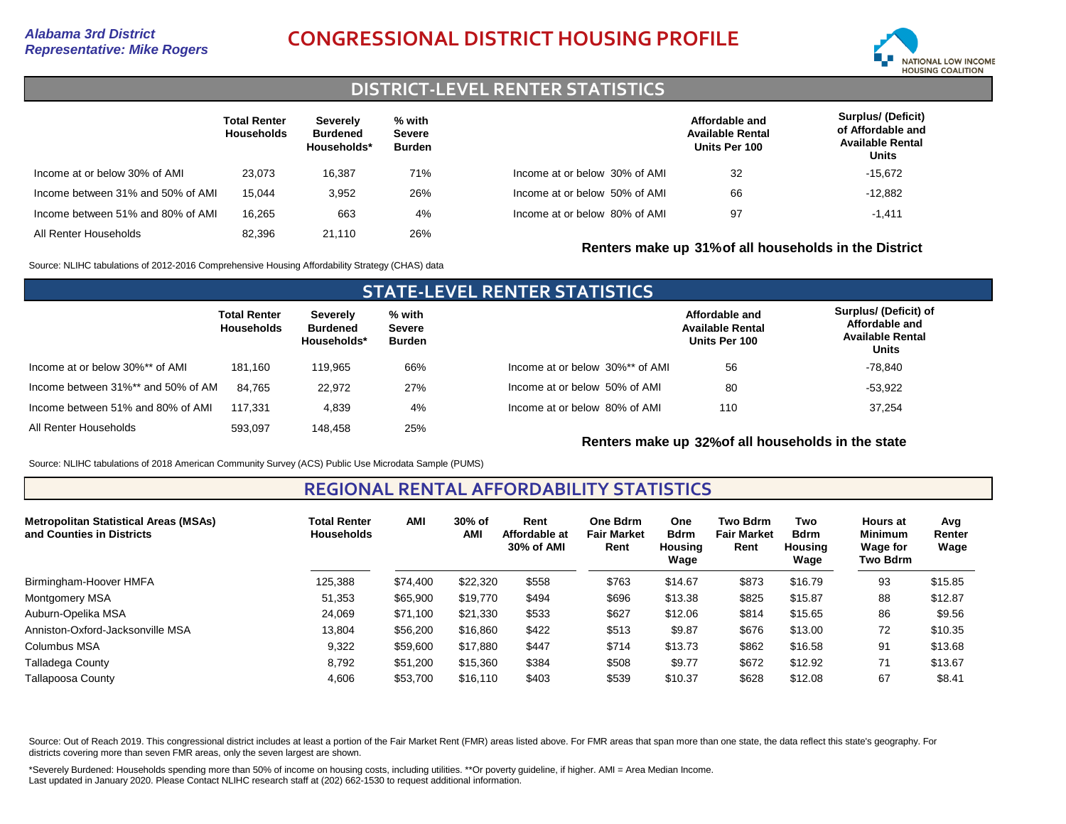*Alabama 3rd District*
*Representative: Mike Rogers*

# CONGRESSIONAL DISTRICT HOUSING PROFILE

NATIONAL LOW INCOME HOUSING COALITION

## DISTRICT-LEVEL RENTER STATISTICS

| | Total Renter Households | Severely Burdened Households* | % with Severe Burden |
|---|---|---|---|
| Income at or below 30% of AMI | 23,073 | 16,387 | 71% |
| Income between 31% and 50% of AMI | 15,044 | 3,952 | 26% |
| Income between 51% and 80% of AMI | 16,265 | 663 | 4% |
| All Renter Households | 82,396 | 21,110 | 26% |

| | Affordable and Available Rental Units Per 100 | Surplus/ (Deficit) of Affordable and Available Rental Units |
|---|---|---|
| Income at or below 30% of AMI | 32 | -15,672 |
| Income at or below 50% of AMI | 66 | -12,882 |
| Income at or below 80% of AMI | 97 | -1,411 |

**Renters make up 31% of all households in the District**

Source: NLIHC tabulations of 2012-2016 Comprehensive Housing Affordability Strategy (CHAS) data

## STATE-LEVEL RENTER STATISTICS

| | Total Renter Households | Severely Burdened Households* | % with Severe Burden |
|---|---|---|---|
| Income at or below 30%** of AMI | 181,160 | 119,965 | 66% |
| Income between 31%** and 50% of AMI | 84,765 | 22,972 | 27% |
| Income between 51% and 80% of AMI | 117,331 | 4,839 | 4% |
| All Renter Households | 593,097 | 148,458 | 25% |

| | Affordable and Available Rental Units Per 100 | Surplus/ (Deficit) of Affordable and Available Rental Units |
|---|---|---|
| Income at or below 30%** of AMI | 56 | -78,840 |
| Income at or below 50% of AMI | 80 | -53,922 |
| Income at or below 80% of AMI | 110 | 37,254 |

**Renters make up 32% of all households in the state**

Source: NLIHC tabulations of 2018 American Community Survey (ACS) Public Use Microdata Sample (PUMS)

## REGIONAL RENTAL AFFORDABILITY STATISTICS

| Metropolitan Statistical Areas (MSAs) and Counties in Districts | Total Renter Households | AMI | 30% of AMI | Rent Affordable at 30% of AMI | One Bdrm Fair Market Rent | One Bdrm Housing Wage | Two Bdrm Fair Market Rent | Two Bdrm Housing Wage | Hours at Minimum Wage for Two Bdrm | Avg Renter Wage |
|---|---|---|---|---|---|---|---|---|---|---|
| Birmingham-Hoover HMFA | 125,388 | $74,400 | $22,320 | $558 | $763 | $14.67 | $873 | $16.79 | 93 | $15.85 |
| Montgomery MSA | 51,353 | $65,900 | $19,770 | $494 | $696 | $13.38 | $825 | $15.87 | 88 | $12.87 |
| Auburn-Opelika MSA | 24,069 | $71,100 | $21,330 | $533 | $627 | $12.06 | $814 | $15.65 | 86 | $9.56 |
| Anniston-Oxford-Jacksonville MSA | 13,804 | $56,200 | $16,860 | $422 | $513 | $9.87 | $676 | $13.00 | 72 | $10.35 |
| Columbus MSA | 9,322 | $59,600 | $17,880 | $447 | $714 | $13.73 | $862 | $16.58 | 91 | $13.68 |
| Talladega County | 8,792 | $51,200 | $15,360 | $384 | $508 | $9.77 | $672 | $12.92 | 71 | $13.67 |
| Tallapoosa County | 4,606 | $53,700 | $16,110 | $403 | $539 | $10.37 | $628 | $12.08 | 67 | $8.41 |

Source: Out of Reach 2019. This congressional district includes at least a portion of the Fair Market Rent (FMR) areas listed above. For FMR areas that span more than one state, the data reflect this state's geography. For districts covering more than seven FMR areas, only the seven largest are shown.

*Severely Burdened: Households spending more than 50% of income on housing costs, including utilities. **Or poverty guideline, if higher. AMI = Area Median Income.
Last updated in January 2020. Please Contact NLIHC research staff at (202) 662-1530 to request additional information.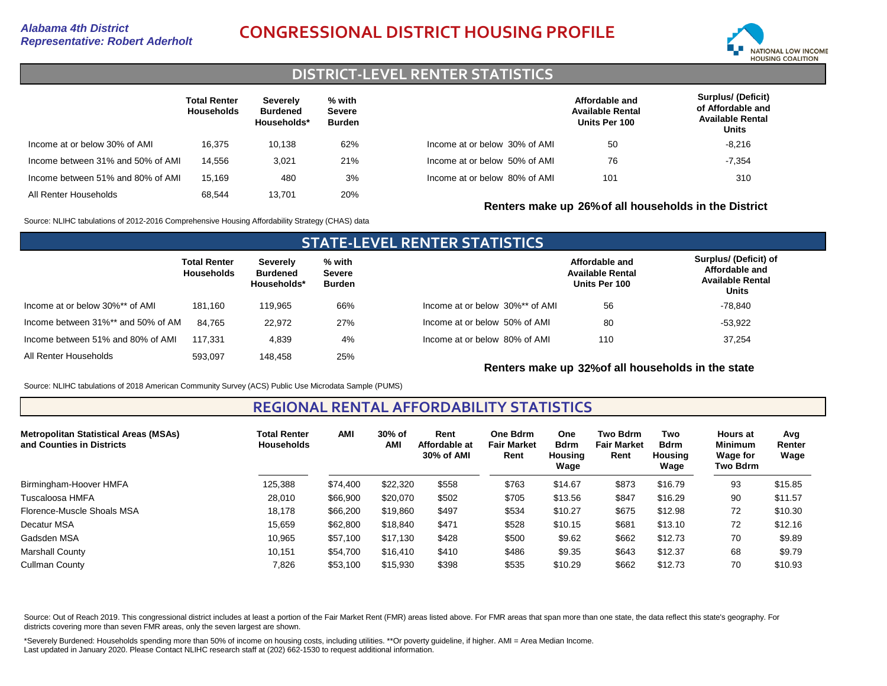*Alabama 4th District*
*Representative: Robert Aderholt*

# CONGRESSIONAL DISTRICT HOUSING PROFILE

NATIONAL LOW INCOME HOUSING COALITION

## DISTRICT-LEVEL RENTER STATISTICS

| | Total Renter Households | Severely Burdened Households* | % with Severe Burden |
|---|---|---|---|
| Income at or below 30% of AMI | 16,375 | 10,138 | 62% |
| Income between 31% and 50% of AMI | 14,556 | 3,021 | 21% |
| Income between 51% and 80% of AMI | 15,169 | 480 | 3% |
| All Renter Households | 68,544 | 13,701 | 20% |

| | Affordable and Available Rental Units Per 100 | Surplus/ (Deficit) of Affordable and Available Rental Units |
|---|---|---|
| Income at or below 30% of AMI | 50 | -8,216 |
| Income at or below 50% of AMI | 76 | -7,354 |
| Income at or below 80% of AMI | 101 | 310 |

**Renters make up 26% of all households in the District**

Source: NLIHC tabulations of 2012-2016 Comprehensive Housing Affordability Strategy (CHAS) data

## STATE-LEVEL RENTER STATISTICS

| | Total Renter Households | Severely Burdened Households* | % with Severe Burden |
|---|---|---|---|
| Income at or below 30%** of AMI | 181,160 | 119,965 | 66% |
| Income between 31%** and 50% of AM | 84,765 | 22,972 | 27% |
| Income between 51% and 80% of AMI | 117,331 | 4,839 | 4% |
| All Renter Households | 593,097 | 148,458 | 25% |

| | Affordable and Available Rental Units Per 100 | Surplus/ (Deficit) of Affordable and Available Rental Units |
|---|---|---|
| Income at or below 30%** of AMI | 56 | -78,840 |
| Income at or below 50% of AMI | 80 | -53,922 |
| Income at or below 80% of AMI | 110 | 37,254 |

**Renters make up 32% of all households in the state**

Source: NLIHC tabulations of 2018 American Community Survey (ACS) Public Use Microdata Sample (PUMS)

## REGIONAL RENTAL AFFORDABILITY STATISTICS

| Metropolitan Statistical Areas (MSAs) and Counties in Districts | Total Renter Households | AMI | 30% of AMI | Rent Affordable at 30% of AMI | One Bdrm Fair Market Rent | One Bdrm Housing Wage | Two Bdrm Fair Market Rent | Two Bdrm Housing Wage | Hours at Minimum Wage for Two Bdrm | Avg Renter Wage |
|---|---|---|---|---|---|---|---|---|---|---|
| Birmingham-Hoover HMFA | 125,388 | $74,400 | $22,320 | $558 | $763 | $14.67 | $873 | $16.79 | 93 | $15.85 |
| Tuscaloosa HMFA | 28,010 | $66,900 | $20,070 | $502 | $705 | $13.56 | $847 | $16.29 | 90 | $11.57 |
| Florence-Muscle Shoals MSA | 18,178 | $66,200 | $19,860 | $497 | $534 | $10.27 | $675 | $12.98 | 72 | $10.30 |
| Decatur MSA | 15,659 | $62,800 | $18,840 | $471 | $528 | $10.15 | $681 | $13.10 | 72 | $12.16 |
| Gadsden MSA | 10,965 | $57,100 | $17,130 | $428 | $500 | $9.62 | $662 | $12.73 | 70 | $9.89 |
| Marshall County | 10,151 | $54,700 | $16,410 | $410 | $486 | $9.35 | $643 | $12.37 | 68 | $9.79 |
| Cullman County | 7,826 | $53,100 | $15,930 | $398 | $535 | $10.29 | $662 | $12.73 | 70 | $10.93 |

Source: Out of Reach 2019. This congressional district includes at least a portion of the Fair Market Rent (FMR) areas listed above. For FMR areas that span more than one state, the data reflect this state's geography. For districts covering more than seven FMR areas, only the seven largest are shown.

*Severely Burdened: Households spending more than 50% of income on housing costs, including utilities. **Or poverty guideline, if higher. AMI = Area Median Income.
Last updated in January 2020. Please Contact NLIHC research staff at (202) 662-1530 to request additional information.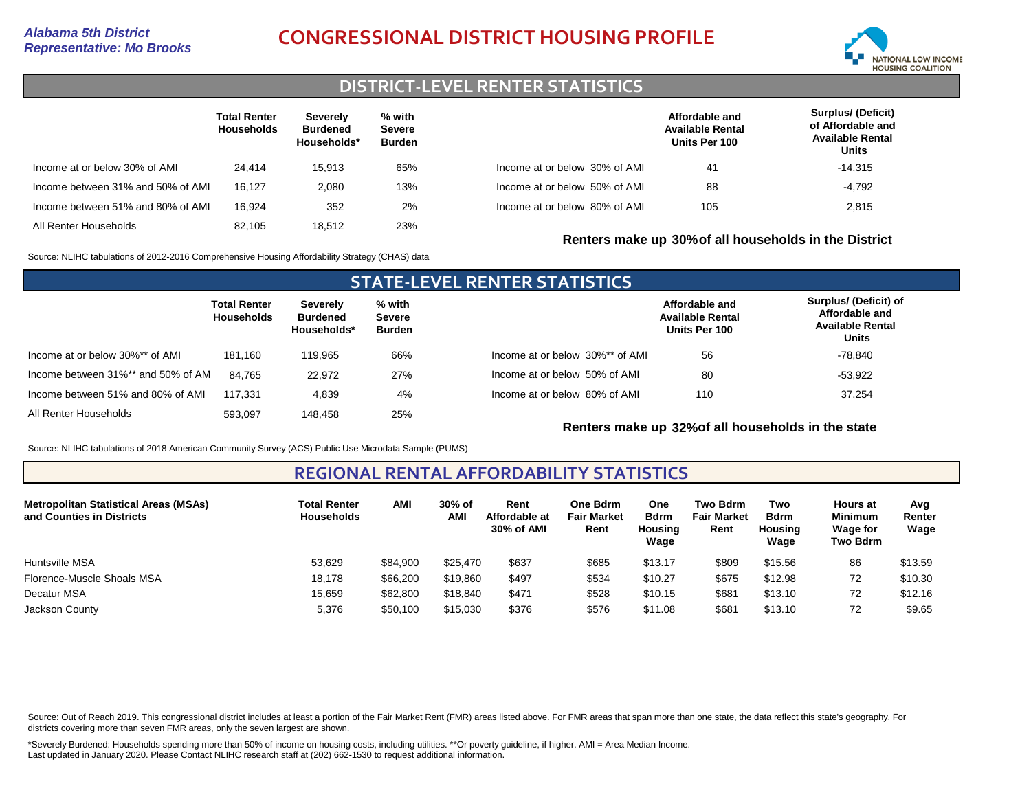*Alabama 5th District*
*Representative: Mo Brooks*

# CONGRESSIONAL DISTRICT HOUSING PROFILE

## DISTRICT-LEVEL RENTER STATISTICS

| | Total Renter Households | Severely Burdened Households* | % with Severe Burden |
|---|---|---|---|
| Income at or below 30% of AMI | 24,414 | 15,913 | 65% |
| Income between 31% and 50% of AMI | 16,127 | 2,080 | 13% |
| Income between 51% and 80% of AMI | 16,924 | 352 | 2% |
| All Renter Households | 82,105 | 18,512 | 23% |

| | Affordable and Available Rental Units Per 100 | Surplus/ (Deficit) of Affordable and Available Rental Units |
|---|---|---|
| Income at or below 30% of AMI | 41 | -14,315 |
| Income at or below 50% of AMI | 88 | -4,792 |
| Income at or below 80% of AMI | 105 | 2,815 |

**Renters make up 30% of all households in the District**

Source: NLIHC tabulations of 2012-2016 Comprehensive Housing Affordability Strategy (CHAS) data

## STATE-LEVEL RENTER STATISTICS

| | Total Renter Households | Severely Burdened Households* | % with Severe Burden |
|---|---|---|---|
| Income at or below 30%** of AMI | 181,160 | 119,965 | 66% |
| Income between 31%** and 50% of AM | 84,765 | 22,972 | 27% |
| Income between 51% and 80% of AMI | 117,331 | 4,839 | 4% |
| All Renter Households | 593,097 | 148,458 | 25% |

| | Affordable and Available Rental Units Per 100 | Surplus/ (Deficit) of Affordable and Available Rental Units |
|---|---|---|
| Income at or below 30%** of AMI | 56 | -78,840 |
| Income at or below 50% of AMI | 80 | -53,922 |
| Income at or below 80% of AMI | 110 | 37,254 |

**Renters make up 32% of all households in the state**

Source: NLIHC tabulations of 2018 American Community Survey (ACS) Public Use Microdata Sample (PUMS)

## REGIONAL RENTAL AFFORDABILITY STATISTICS

| Metropolitan Statistical Areas (MSAs) and Counties in Districts | Total Renter Households | AMI | 30% of AMI | Rent Affordable at 30% of AMI | One Bdrm Fair Market Rent | One Bdrm Housing Wage | Two Bdrm Fair Market Rent | Two Bdrm Housing Wage | Hours at Minimum Wage for Two Bdrm | Avg Renter Wage |
|---|---|---|---|---|---|---|---|---|---|---|
| Huntsville MSA | 53,629 | $84,900 | $25,470 | $637 | $685 | $13.17 | $809 | $15.56 | 86 | $13.59 |
| Florence-Muscle Shoals MSA | 18,178 | $66,200 | $19,860 | $497 | $534 | $10.27 | $675 | $12.98 | 72 | $10.30 |
| Decatur MSA | 15,659 | $62,800 | $18,840 | $471 | $528 | $10.15 | $681 | $13.10 | 72 | $12.16 |
| Jackson County | 5,376 | $50,100 | $15,030 | $376 | $576 | $11.08 | $681 | $13.10 | 72 | $9.65 |

Source: Out of Reach 2019. This congressional district includes at least a portion of the Fair Market Rent (FMR) areas listed above. For FMR areas that span more than one state, the data reflect this state's geography. For districts covering more than seven FMR areas, only the seven largest are shown.

*Severely Burdened: Households spending more than 50% of income on housing costs, including utilities. **Or poverty guideline, if higher. AMI = Area Median Income.
Last updated in January 2020. Please Contact NLIHC research staff at (202) 662-1530 to request additional information.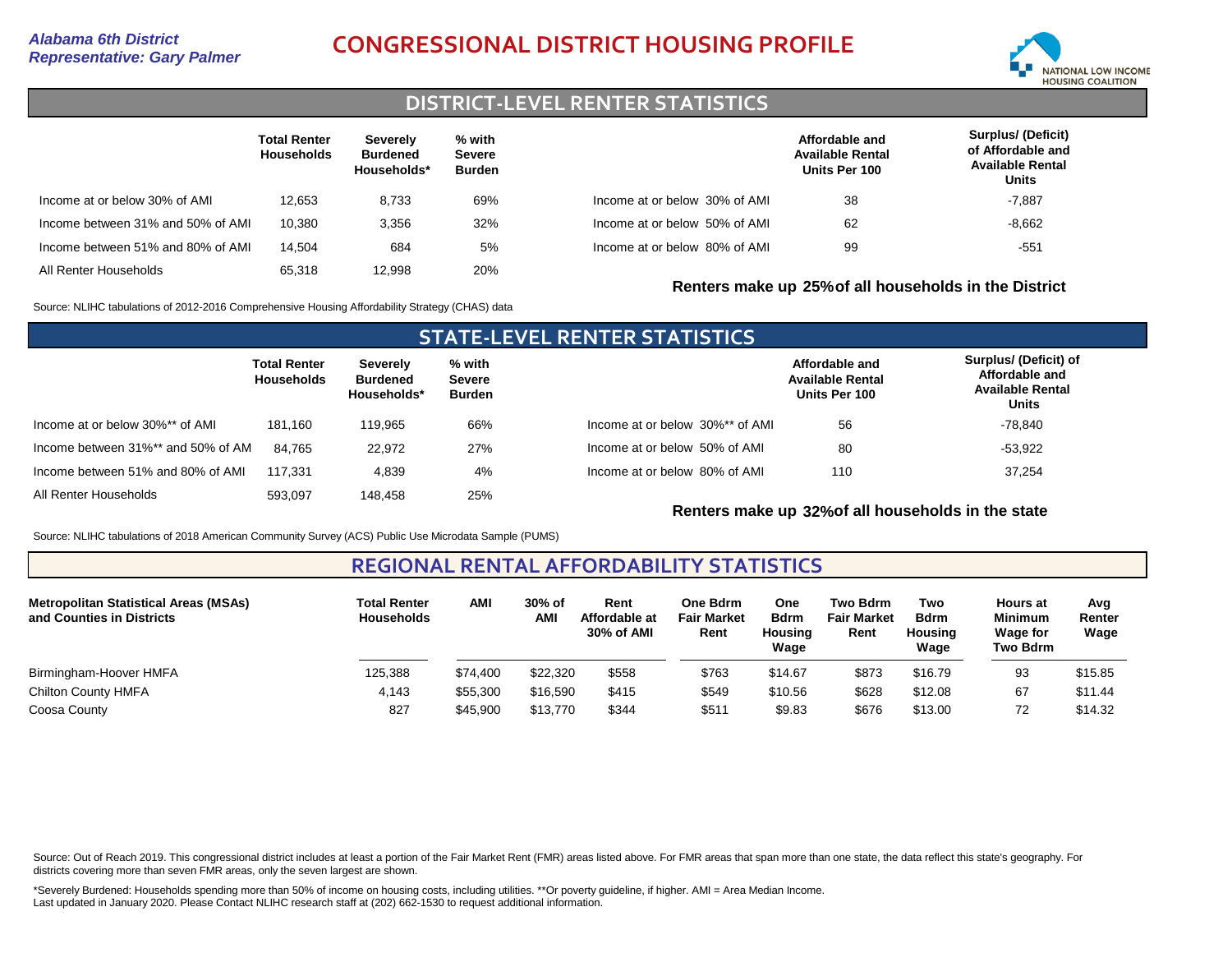*Alabama 6th District*
*Representative: Gary Palmer*

# CONGRESSIONAL DISTRICT HOUSING PROFILE

## DISTRICT-LEVEL RENTER STATISTICS

| | Total Renter Households | Severely Burdened Households* | % with Severe Burden |
|---|---|---|---|
| Income at or below 30% of AMI | 12,653 | 8,733 | 69% |
| Income between 31% and 50% of AMI | 10,380 | 3,356 | 32% |
| Income between 51% and 80% of AMI | 14,504 | 684 | 5% |
| All Renter Households | 65,318 | 12,998 | 20% |

| | Affordable and Available Rental Units Per 100 | Surplus/ (Deficit) of Affordable and Available Rental Units |
|---|---|---|
| Income at or below 30% of AMI | 38 | -7,887 |
| Income at or below 50% of AMI | 62 | -8,662 |
| Income at or below 80% of AMI | 99 | -551 |

**Renters make up 25% of all households in the District**

Source: NLIHC tabulations of 2012-2016 Comprehensive Housing Affordability Strategy (CHAS) data

## STATE-LEVEL RENTER STATISTICS

| | Total Renter Households | Severely Burdened Households* | % with Severe Burden |
|---|---|---|---|
| Income at or below 30%** of AMI | 181,160 | 119,965 | 66% |
| Income between 31%** and 50% of AM | 84,765 | 22,972 | 27% |
| Income between 51% and 80% of AMI | 117,331 | 4,839 | 4% |
| All Renter Households | 593,097 | 148,458 | 25% |

| | Affordable and Available Rental Units Per 100 | Surplus/ (Deficit) of Affordable and Available Rental Units |
|---|---|---|
| Income at or below 30%** of AMI | 56 | -78,840 |
| Income at or below 50% of AMI | 80 | -53,922 |
| Income at or below 80% of AMI | 110 | 37,254 |

**Renters make up 32% of all households in the state**

Source: NLIHC tabulations of 2018 American Community Survey (ACS) Public Use Microdata Sample (PUMS)

## REGIONAL RENTAL AFFORDABILITY STATISTICS

| Metropolitan Statistical Areas (MSAs) and Counties in Districts | Total Renter Households | AMI | 30% of AMI | Rent Affordable at 30% of AMI | One Bdrm Fair Market Rent | One Bdrm Housing Wage | Two Bdrm Fair Market Rent | Two Bdrm Housing Wage | Hours at Minimum Wage for Two Bdrm | Avg Renter Wage |
|---|---|---|---|---|---|---|---|---|---|---|
| Birmingham-Hoover HMFA | 125,388 | $74,400 | $22,320 | $558 | $763 | $14.67 | $873 | $16.79 | 93 | $15.85 |
| Chilton County HMFA | 4,143 | $55,300 | $16,590 | $415 | $549 | $10.56 | $628 | $12.08 | 67 | $11.44 |
| Coosa County | 827 | $45,900 | $13,770 | $344 | $511 | $9.83 | $676 | $13.00 | 72 | $14.32 |

Source: Out of Reach 2019. This congressional district includes at least a portion of the Fair Market Rent (FMR) areas listed above. For FMR areas that span more than one state, the data reflect this state's geography. For districts covering more than seven FMR areas, only the seven largest are shown.

*Severely Burdened: Households spending more than 50% of income on housing costs, including utilities. **Or poverty guideline, if higher. AMI = Area Median Income.
Last updated in January 2020. Please Contact NLIHC research staff at (202) 662-1530 to request additional information.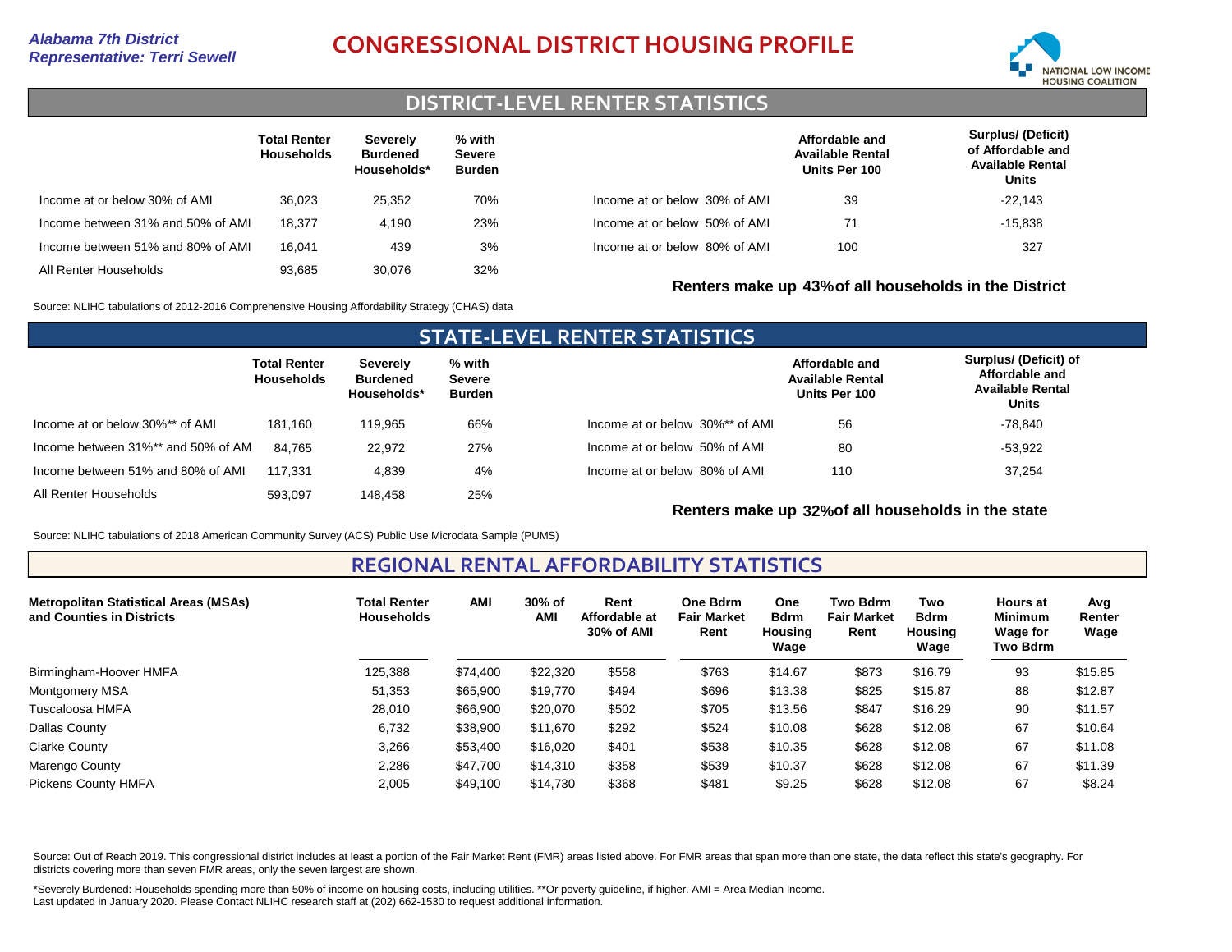*Alabama 7th District*
*Representative: Terri Sewell*

# CONGRESSIONAL DISTRICT HOUSING PROFILE

NATIONAL LOW INCOME HOUSING COALITION

## DISTRICT-LEVEL RENTER STATISTICS

| | Total Renter Households | Severely Burdened Households* | % with Severe Burden |
|---|---|---|---|
| Income at or below 30% of AMI | 36,023 | 25,352 | 70% |
| Income between 31% and 50% of AMI | 18,377 | 4,190 | 23% |
| Income between 51% and 80% of AMI | 16,041 | 439 | 3% |
| All Renter Households | 93,685 | 30,076 | 32% |

| | Affordable and Available Rental Units Per 100 | Surplus/ (Deficit) of Affordable and Available Rental Units |
|---|---|---|
| Income at or below 30% of AMI | 39 | -22,143 |
| Income at or below 50% of AMI | 71 | -15,838 |
| Income at or below 80% of AMI | 100 | 327 |

**Renters make up 43% of all households in the District**

Source: NLIHC tabulations of 2012-2016 Comprehensive Housing Affordability Strategy (CHAS) data

## STATE-LEVEL RENTER STATISTICS

| | Total Renter Households | Severely Burdened Households* | % with Severe Burden |
|---|---|---|---|
| Income at or below 30%** of AMI | 181,160 | 119,965 | 66% |
| Income between 31%** and 50% of AM | 84,765 | 22,972 | 27% |
| Income between 51% and 80% of AMI | 117,331 | 4,839 | 4% |
| All Renter Households | 593,097 | 148,458 | 25% |

| | Affordable and Available Rental Units Per 100 | Surplus/ (Deficit) of Affordable and Available Rental Units |
|---|---|---|
| Income at or below 30%** of AMI | 56 | -78,840 |
| Income at or below 50% of AMI | 80 | -53,922 |
| Income at or below 80% of AMI | 110 | 37,254 |

**Renters make up 32% of all households in the state**

Source: NLIHC tabulations of 2018 American Community Survey (ACS) Public Use Microdata Sample (PUMS)

## REGIONAL RENTAL AFFORDABILITY STATISTICS

| Metropolitan Statistical Areas (MSAs) and Counties in Districts | Total Renter Households | AMI | 30% of AMI | Rent Affordable at 30% of AMI | One Bdrm Fair Market Rent | One Bdrm Housing Wage | Two Bdrm Fair Market Rent | Two Bdrm Housing Wage | Hours at Minimum Wage for Two Bdrm | Avg Renter Wage |
|---|---|---|---|---|---|---|---|---|---|---|
| Birmingham-Hoover HMFA | 125,388 | $74,400 | $22,320 | $558 | $763 | $14.67 | $873 | $16.79 | 93 | $15.85 |
| Montgomery MSA | 51,353 | $65,900 | $19,770 | $494 | $696 | $13.38 | $825 | $15.87 | 88 | $12.87 |
| Tuscaloosa HMFA | 28,010 | $66,900 | $20,070 | $502 | $705 | $13.56 | $847 | $16.29 | 90 | $11.57 |
| Dallas County | 6,732 | $38,900 | $11,670 | $292 | $524 | $10.08 | $628 | $12.08 | 67 | $10.64 |
| Clarke County | 3,266 | $53,400 | $16,020 | $401 | $538 | $10.35 | $628 | $12.08 | 67 | $11.08 |
| Marengo County | 2,286 | $47,700 | $14,310 | $358 | $539 | $10.37 | $628 | $12.08 | 67 | $11.39 |
| Pickens County HMFA | 2,005 | $49,100 | $14,730 | $368 | $481 | $9.25 | $628 | $12.08 | 67 | $8.24 |

Source: Out of Reach 2019. This congressional district includes at least a portion of the Fair Market Rent (FMR) areas listed above. For FMR areas that span more than one state, the data reflect this state's geography. For districts covering more than seven FMR areas, only the seven largest are shown.

*Severely Burdened: Households spending more than 50% of income on housing costs, including utilities. **Or poverty guideline, if higher. AMI = Area Median Income.
Last updated in January 2020. Please Contact NLIHC research staff at (202) 662-1530 to request additional information.